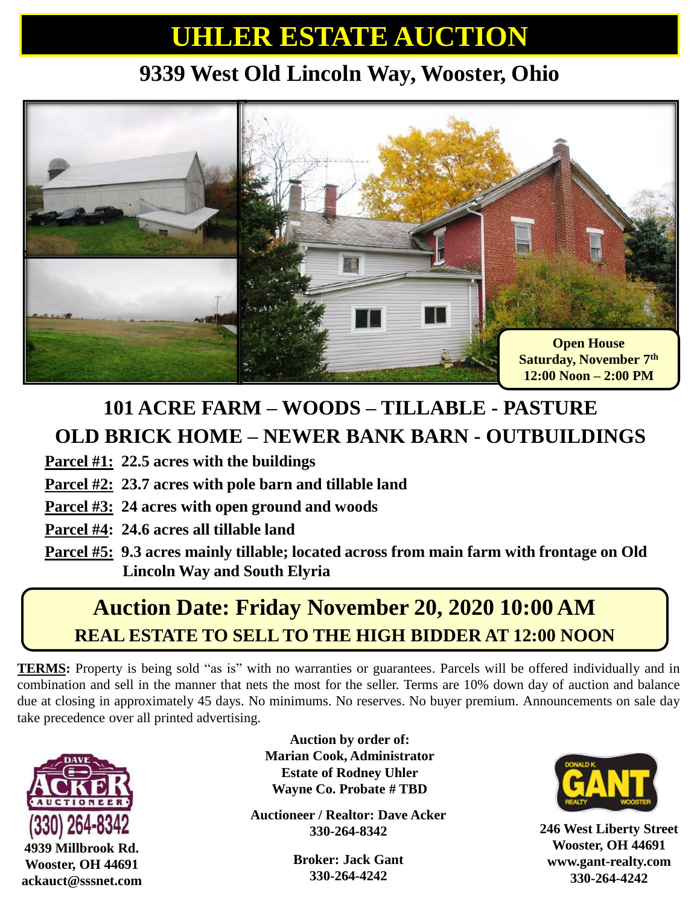# UHLER ESTATE AUCTION

## 9339 West Old Lincoln Way, Wooster, Ohio

**Open House**
**Saturday, November 7th**
**12:00 Noon – 2:00 PM**

## 101 ACRE FARM – WOODS – TILLABLE - PASTURE
## OLD BRICK HOME – NEWER BANK BARN - OUTBUILDINGS

**Parcel #1:** **22.5 acres with the buildings**

**Parcel #2:** **23.7 acres with pole barn and tillable land**

**Parcel #3:** **24 acres with open ground and woods**

**Parcel #4:** **24.6 acres all tillable land**

**Parcel #5:** **9.3 acres mainly tillable; located across from main farm with frontage on Old Lincoln Way and South Elyria**

## Auction Date: Friday November 20, 2020 10:00 AM
### REAL ESTATE TO SELL TO THE HIGH BIDDER AT 12:00 NOON

**TERMS:** Property is being sold "as is" with no warranties or guarantees. Parcels will be offered individually and in combination and sell in the manner that nets the most for the seller. Terms are 10% down day of auction and balance due at closing in approximately 45 days. No minimums. No reserves. No buyer premium. Announcements on sale day take precedence over all printed advertising.

DAVE ACKER AUCTIONEER
(330) 264-8342
**4939 Millbrook Rd.**
**Wooster, OH 44691**
**ackauct@sssnet.com**

**Auction by order of:**
**Marian Cook, Administrator**
**Estate of Rodney Uhler**
**Wayne Co. Probate # TBD**

**Auctioneer / Realtor: Dave Acker**
**330-264-8342**

**Broker: Jack Gant**
**330-264-4242**

DONALD K. GANT REALTY WOOSTER
**246 West Liberty Street**
**Wooster, OH 44691**
**www.gant-realty.com**
**330-264-4242**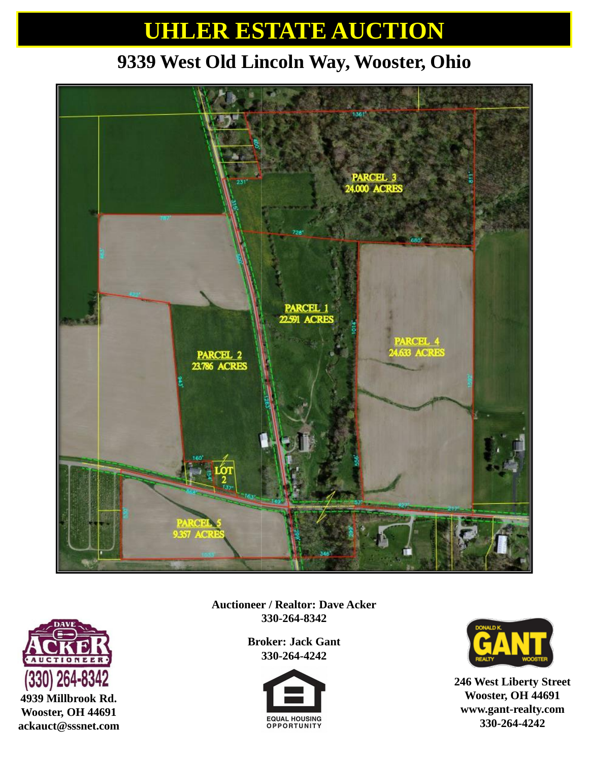# UHLER ESTATE AUCTION

## 9339 West Old Lincoln Way, Wooster, Ohio

PARCEL 3
24.000 ACRES

PARCEL 1
22.591 ACRES

PARCEL 4
24.633 ACRES

PARCEL 2
23.786 ACRES

LOT 2

PARCEL 5
9.357 ACRES

DAVE ACKER AUCTIONEER
(330) 264-8342
4939 Millbrook Rd.
Wooster, OH 44691
ackauct@sssnet.com

**Auctioneer / Realtor: Dave Acker**
**330-264-8342**

**Broker: Jack Gant**
**330-264-4242**

EQUAL HOUSING OPPORTUNITY

DONALD K. GANT REALTY WOOSTER
**246 West Liberty Street**
**Wooster, OH 44691**
**www.gant-realty.com**
**330-264-4242**